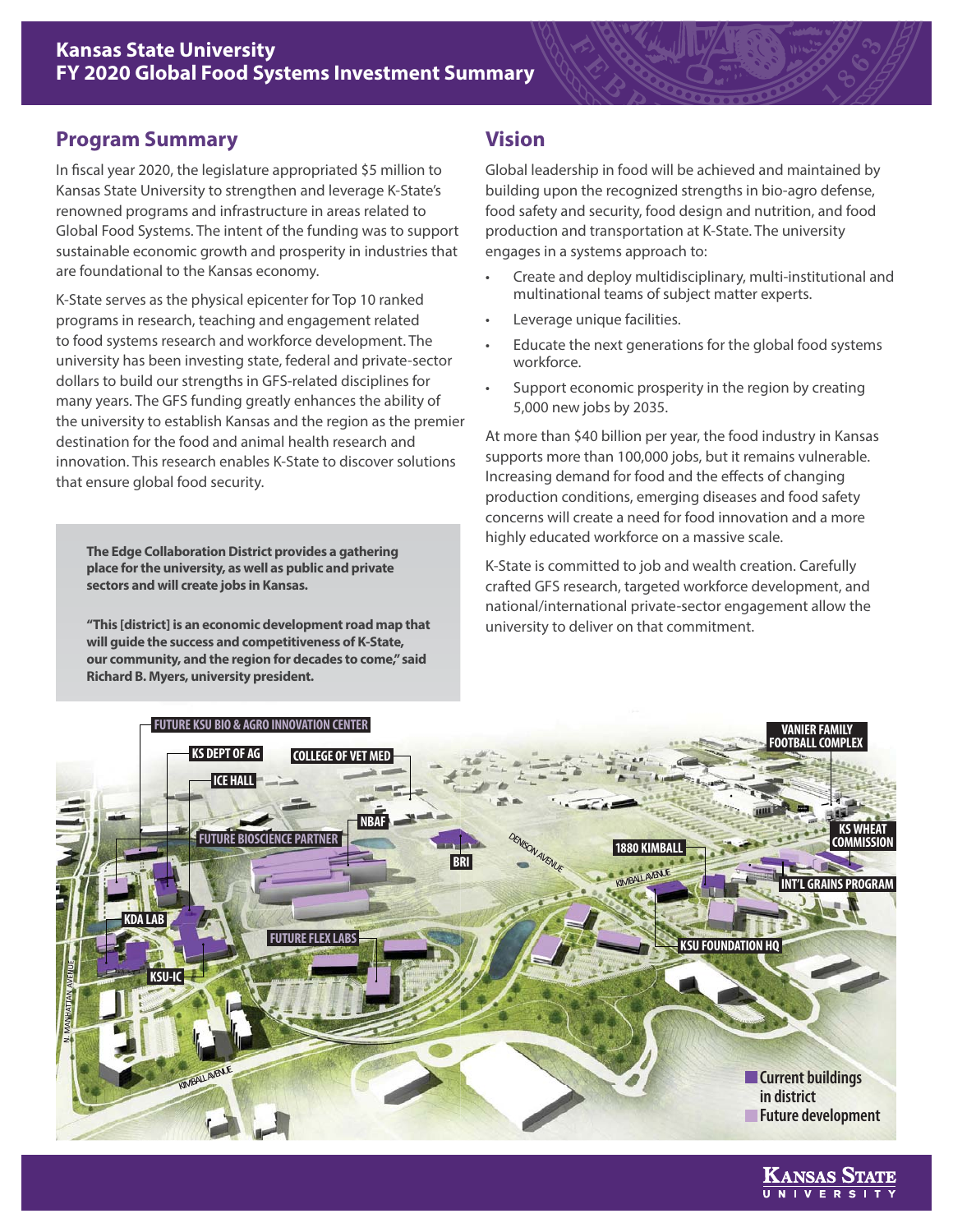# Kansas State University
# FY 2020 Global Food Systems Investment Summary

## Program Summary

In fiscal year 2020, the legislature appropriated $5 million to Kansas State University to strengthen and leverage K-State's renowned programs and infrastructure in areas related to Global Food Systems. The intent of the funding was to support sustainable economic growth and prosperity in industries that are foundational to the Kansas economy.

K-State serves as the physical epicenter for Top 10 ranked programs in research, teaching and engagement related to food systems research and workforce development. The university has been investing state, federal and private-sector dollars to build our strengths in GFS-related disciplines for many years. The GFS funding greatly enhances the ability of the university to establish Kansas and the region as the premier destination for the food and animal health research and innovation. This research enables K-State to discover solutions that ensure global food security.

**The Edge Collaboration District provides a gathering place for the university, as well as public and private sectors and will create jobs in Kansas.**

**"This [district] is an economic development road map that will guide the success and competitiveness of K-State, our community, and the region for decades to come," said Richard B. Myers, university president.**

## Vision

Global leadership in food will be achieved and maintained by building upon the recognized strengths in bio-agro defense, food safety and security, food design and nutrition, and food production and transportation at K-State. The university engages in a systems approach to:

- Create and deploy multidisciplinary, multi-institutional and multinational teams of subject matter experts.
- Leverage unique facilities.
- Educate the next generations for the global food systems workforce.
- Support economic prosperity in the region by creating 5,000 new jobs by 2035.

At more than $40 billion per year, the food industry in Kansas supports more than 100,000 jobs, but it remains vulnerable. Increasing demand for food and the effects of changing production conditions, emerging diseases and food safety concerns will create a need for food innovation and a more highly educated workforce on a massive scale.

K-State is committed to job and wealth creation. Carefully crafted GFS research, targeted workforce development, and national/international private-sector engagement allow the university to deliver on that commitment.

FUTURE KSU BIO & AGRO INNOVATION CENTER · KS DEPT OF AG · COLLEGE OF VET MED · ICE HALL · NBAF · FUTURE BIOSCIENCE PARTNER · BRI · KDA LAB · FUTURE FLEX LABS · KSU-IC · VANIER FAMILY FOOTBALL COMPLEX · KS WHEAT COMMISSION · 1880 KIMBALL · INT'L GRAINS PROGRAM · KSU FOUNDATION HQ · DENISON AVENUE · KIMBALL AVENUE · N. MANHATTAN AVENUE

Current buildings in district
Future development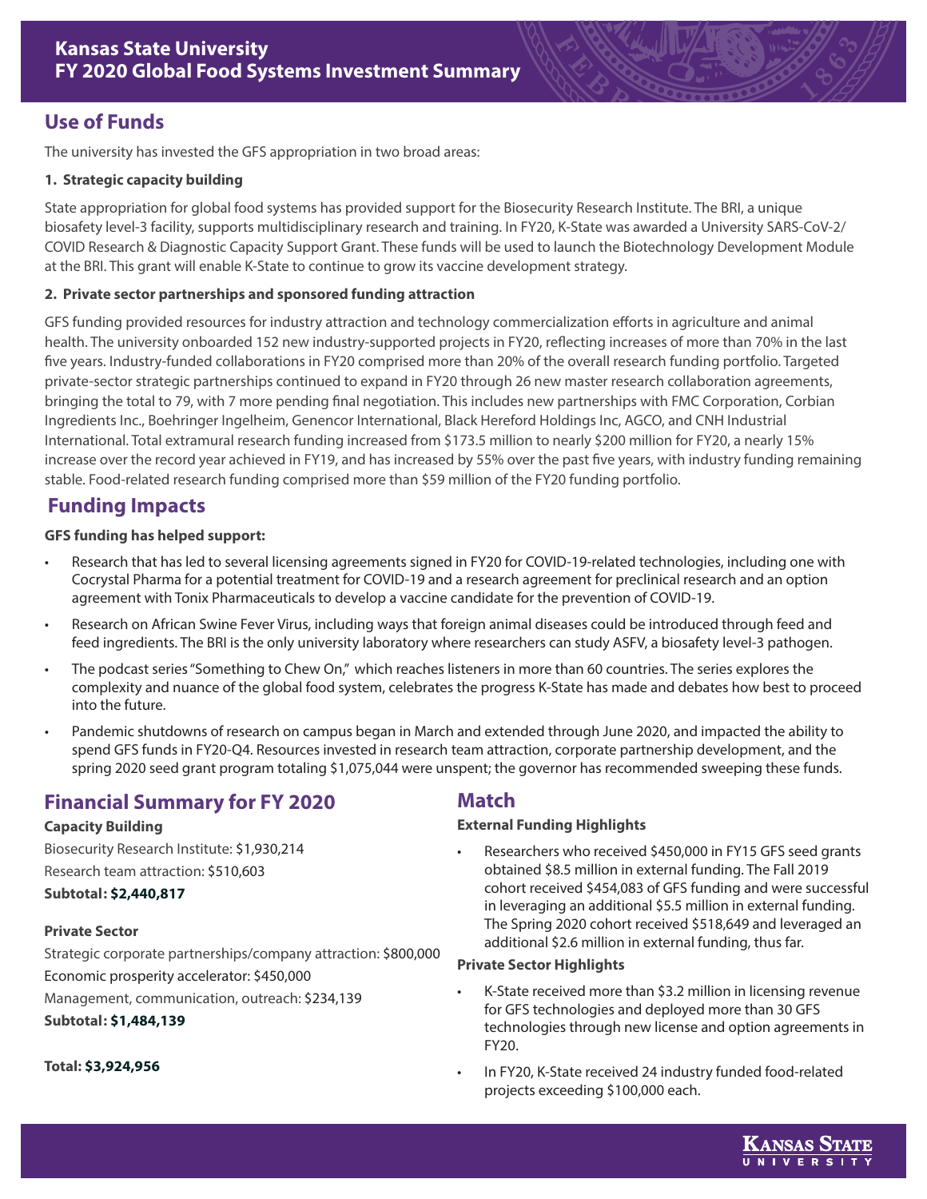# Kansas State University
# FY 2020 Global Food Systems Investment Summary

## Use of Funds

The university has invested the GFS appropriation in two broad areas:

**1. Strategic capacity building**

State appropriation for global food systems has provided support for the Biosecurity Research Institute. The BRI, a unique biosafety level-3 facility, supports multidisciplinary research and training. In FY20, K-State was awarded a University SARS-CoV-2/ COVID Research & Diagnostic Capacity Support Grant. These funds will be used to launch the Biotechnology Development Module at the BRI. This grant will enable K-State to continue to grow its vaccine development strategy.

**2. Private sector partnerships and sponsored funding attraction**

GFS funding provided resources for industry attraction and technology commercialization efforts in agriculture and animal health. The university onboarded 152 new industry-supported projects in FY20, reflecting increases of more than 70% in the last five years. Industry-funded collaborations in FY20 comprised more than 20% of the overall research funding portfolio. Targeted private-sector strategic partnerships continued to expand in FY20 through 26 new master research collaboration agreements, bringing the total to 79, with 7 more pending final negotiation. This includes new partnerships with FMC Corporation, Corbian Ingredients Inc., Boehringer Ingelheim, Genencor International, Black Hereford Holdings Inc, AGCO, and CNH Industrial International. Total extramural research funding increased from $173.5 million to nearly $200 million for FY20, a nearly 15% increase over the record year achieved in FY19, and has increased by 55% over the past five years, with industry funding remaining stable. Food-related research funding comprised more than $59 million of the FY20 funding portfolio.

## Funding Impacts

**GFS funding has helped support:**

- Research that has led to several licensing agreements signed in FY20 for COVID-19-related technologies, including one with Cocrystal Pharma for a potential treatment for COVID-19 and a research agreement for preclinical research and an option agreement with Tonix Pharmaceuticals to develop a vaccine candidate for the prevention of COVID-19.
- Research on African Swine Fever Virus, including ways that foreign animal diseases could be introduced through feed and feed ingredients. The BRI is the only university laboratory where researchers can study ASFV, a biosafety level-3 pathogen.
- The podcast series "Something to Chew On," which reaches listeners in more than 60 countries. The series explores the complexity and nuance of the global food system, celebrates the progress K-State has made and debates how best to proceed into the future.
- Pandemic shutdowns of research on campus began in March and extended through June 2020, and impacted the ability to spend GFS funds in FY20-Q4. Resources invested in research team attraction, corporate partnership development, and the spring 2020 seed grant program totaling $1,075,044 were unspent; the governor has recommended sweeping these funds.

## Financial Summary for FY 2020

**Capacity Building**

Biosecurity Research Institute: $1,930,214

Research team attraction: $510,603

**Subtotal: $2,440,817**

**Private Sector**

Strategic corporate partnerships/company attraction: $800,000

Economic prosperity accelerator: $450,000

Management, communication, outreach: $234,139

**Subtotal: $1,484,139**

**Total: $3,924,956**

## Match

**External Funding Highlights**

- Researchers who received $450,000 in FY15 GFS seed grants obtained $8.5 million in external funding. The Fall 2019 cohort received $454,083 of GFS funding and were successful in leveraging an additional $5.5 million in external funding. The Spring 2020 cohort received $518,649 and leveraged an additional $2.6 million in external funding, thus far.

**Private Sector Highlights**

- K-State received more than $3.2 million in licensing revenue for GFS technologies and deployed more than 30 GFS technologies through new license and option agreements in FY20.
- In FY20, K-State received 24 industry funded food-related projects exceeding $100,000 each.